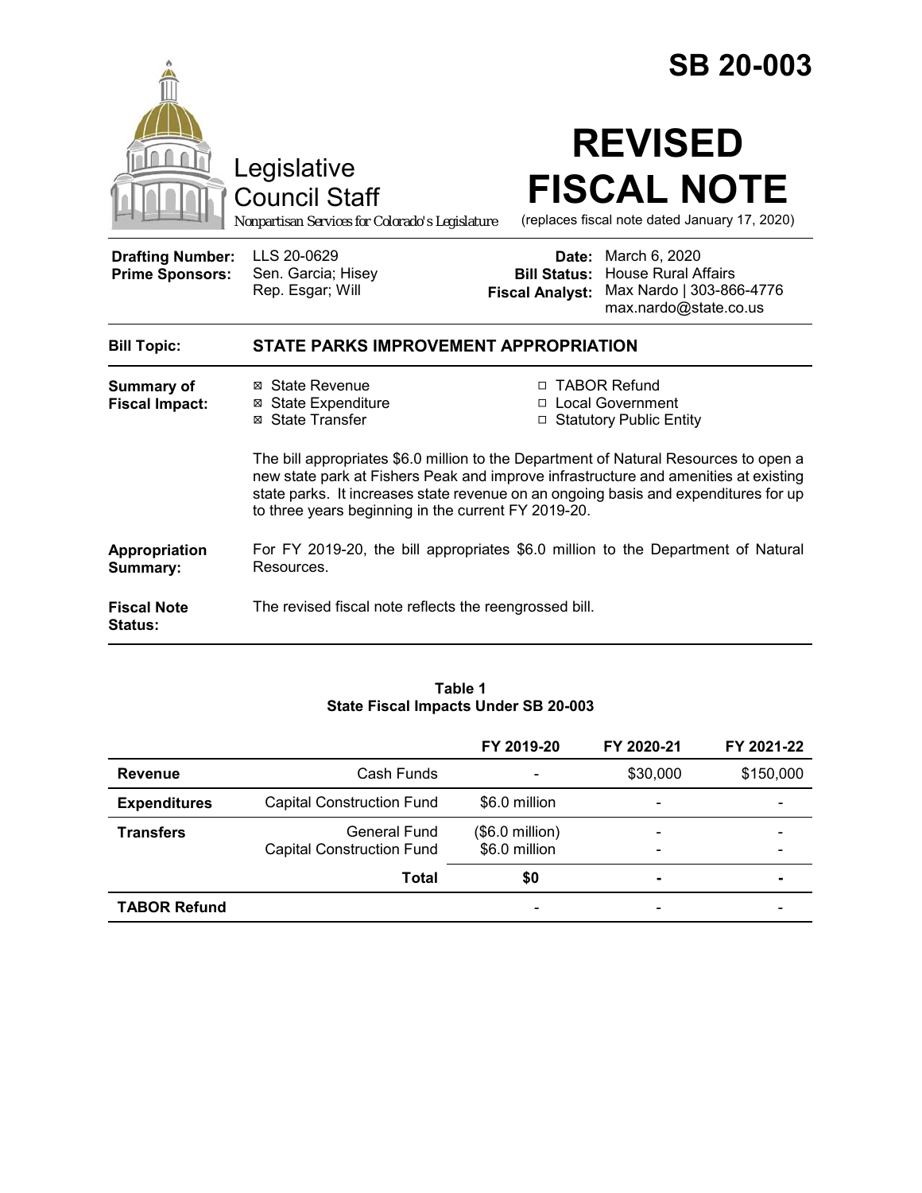# SB 20-003

Legislative Council Staff

*Nonpartisan Services for Colorado's Legislature*

# REVISED FISCAL NOTE

(replaces fiscal note dated January 17, 2020)

| | | | |
|---|---|---|---|
| **Drafting Number:** | LLS 20-0629 | **Date:** | March 6, 2020 |
| **Prime Sponsors:** | Sen. Garcia; Hisey<br>Rep. Esgar; Will | **Bill Status:** | House Rural Affairs |
| | | **Fiscal Analyst:** | Max Nardo \| 303-866-4776<br>max.nardo@state.co.us |

**Bill Topic:** **STATE PARKS IMPROVEMENT APPROPRIATION**

**Summary of Fiscal Impact:**

- ☒ State Revenue
- ☒ State Expenditure
- ☒ State Transfer
- ☐ TABOR Refund
- ☐ Local Government
- ☐ Statutory Public Entity

The bill appropriates $6.0 million to the Department of Natural Resources to open a new state park at Fishers Peak and improve infrastructure and amenities at existing state parks. It increases state revenue on an ongoing basis and expenditures for up to three years beginning in the current FY 2019-20.

**Appropriation Summary:** For FY 2019-20, the bill appropriates $6.0 million to the Department of Natural Resources.

**Fiscal Note Status:** The revised fiscal note reflects the reengrossed bill.

**Table 1**
**State Fiscal Impacts Under SB 20-003**

| | | FY 2019-20 | FY 2020-21 | FY 2021-22 |
|---|---|---|---|---|
| **Revenue** | Cash Funds | - | $30,000 | $150,000 |
| **Expenditures** | Capital Construction Fund | $6.0 million | - | - |
| **Transfers** | General Fund<br>Capital Construction Fund | ($6.0 million)<br>$6.0 million | -<br>- | -<br>- |
| | **Total** | **$0** | **-** | **-** |
| **TABOR Refund** | | - | - | - |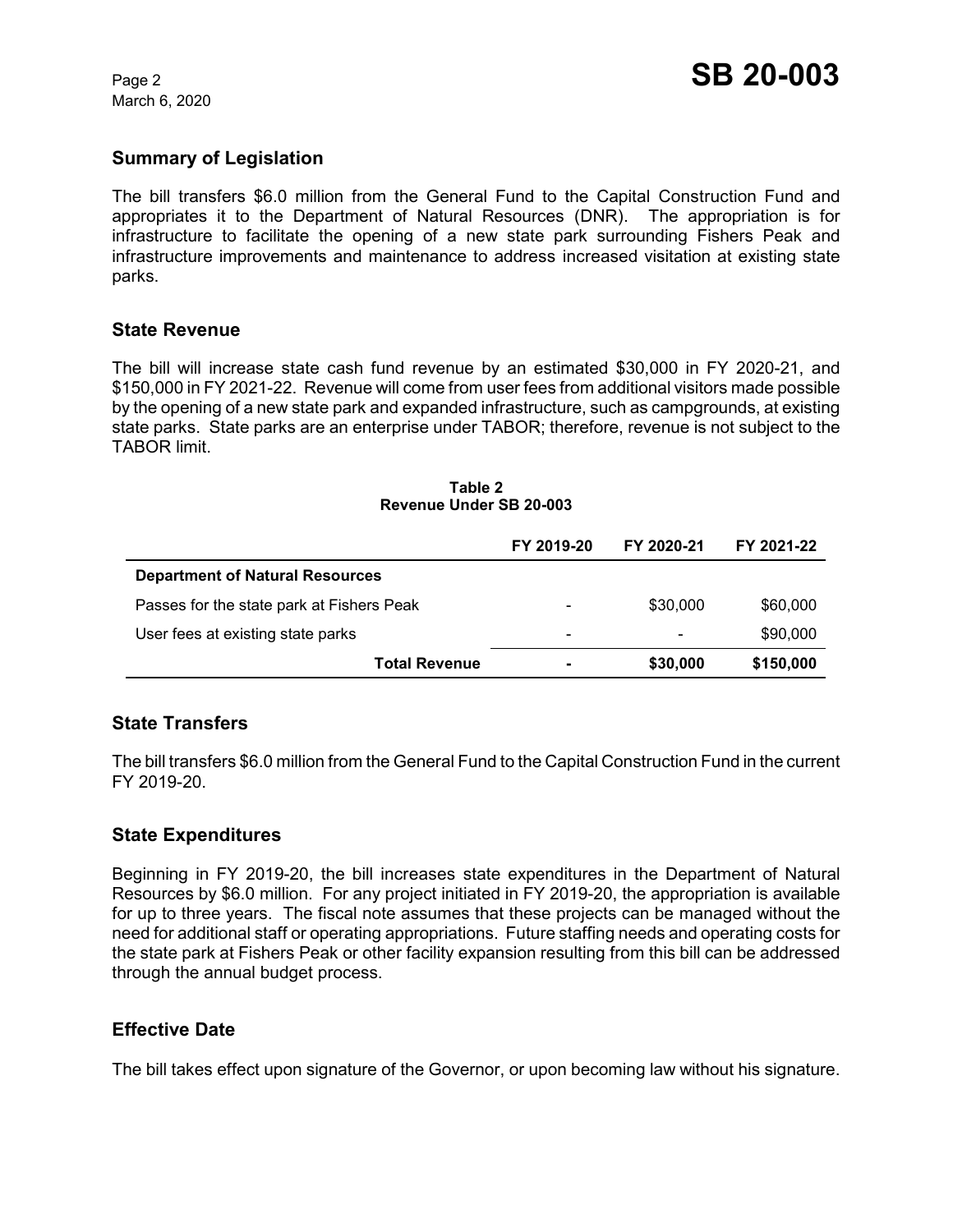## Summary of Legislation

The bill transfers $6.0 million from the General Fund to the Capital Construction Fund and appropriates it to the Department of Natural Resources (DNR). The appropriation is for infrastructure to facilitate the opening of a new state park surrounding Fishers Peak and infrastructure improvements and maintenance to address increased visitation at existing state parks.

## State Revenue

The bill will increase state cash fund revenue by an estimated $30,000 in FY 2020-21, and $150,000 in FY 2021-22. Revenue will come from user fees from additional visitors made possible by the opening of a new state park and expanded infrastructure, such as campgrounds, at existing state parks. State parks are an enterprise under TABOR; therefore, revenue is not subject to the TABOR limit.

**Table 2**
**Revenue Under SB 20-003**

| | FY 2019-20 | FY 2020-21 | FY 2021-22 |
|---|---|---|---|
| **Department of Natural Resources** | | | |
| Passes for the state park at Fishers Peak | - | $30,000 | $60,000 |
| User fees at existing state parks | - | - | $90,000 |
| **Total Revenue** | **-** | **$30,000** | **$150,000** |

## State Transfers

The bill transfers $6.0 million from the General Fund to the Capital Construction Fund in the current FY 2019-20.

## State Expenditures

Beginning in FY 2019-20, the bill increases state expenditures in the Department of Natural Resources by $6.0 million. For any project initiated in FY 2019-20, the appropriation is available for up to three years. The fiscal note assumes that these projects can be managed without the need for additional staff or operating appropriations. Future staffing needs and operating costs for the state park at Fishers Peak or other facility expansion resulting from this bill can be addressed through the annual budget process.

## Effective Date

The bill takes effect upon signature of the Governor, or upon becoming law without his signature.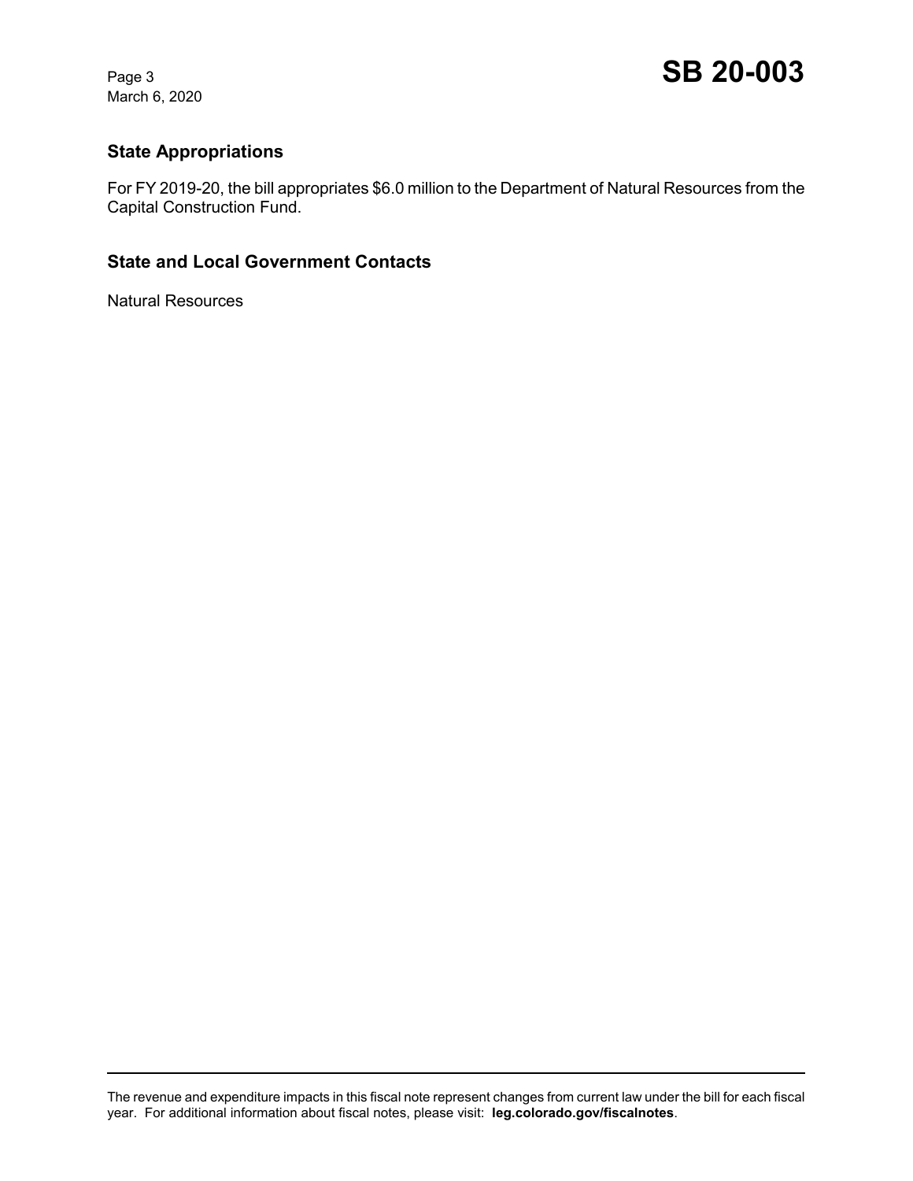## State Appropriations

For FY 2019-20, the bill appropriates $6.0 million to the Department of Natural Resources from the Capital Construction Fund.

## State and Local Government Contacts

Natural Resources

The revenue and expenditure impacts in this fiscal note represent changes from current law under the bill for each fiscal year. For additional information about fiscal notes, please visit: **leg.colorado.gov/fiscalnotes**.